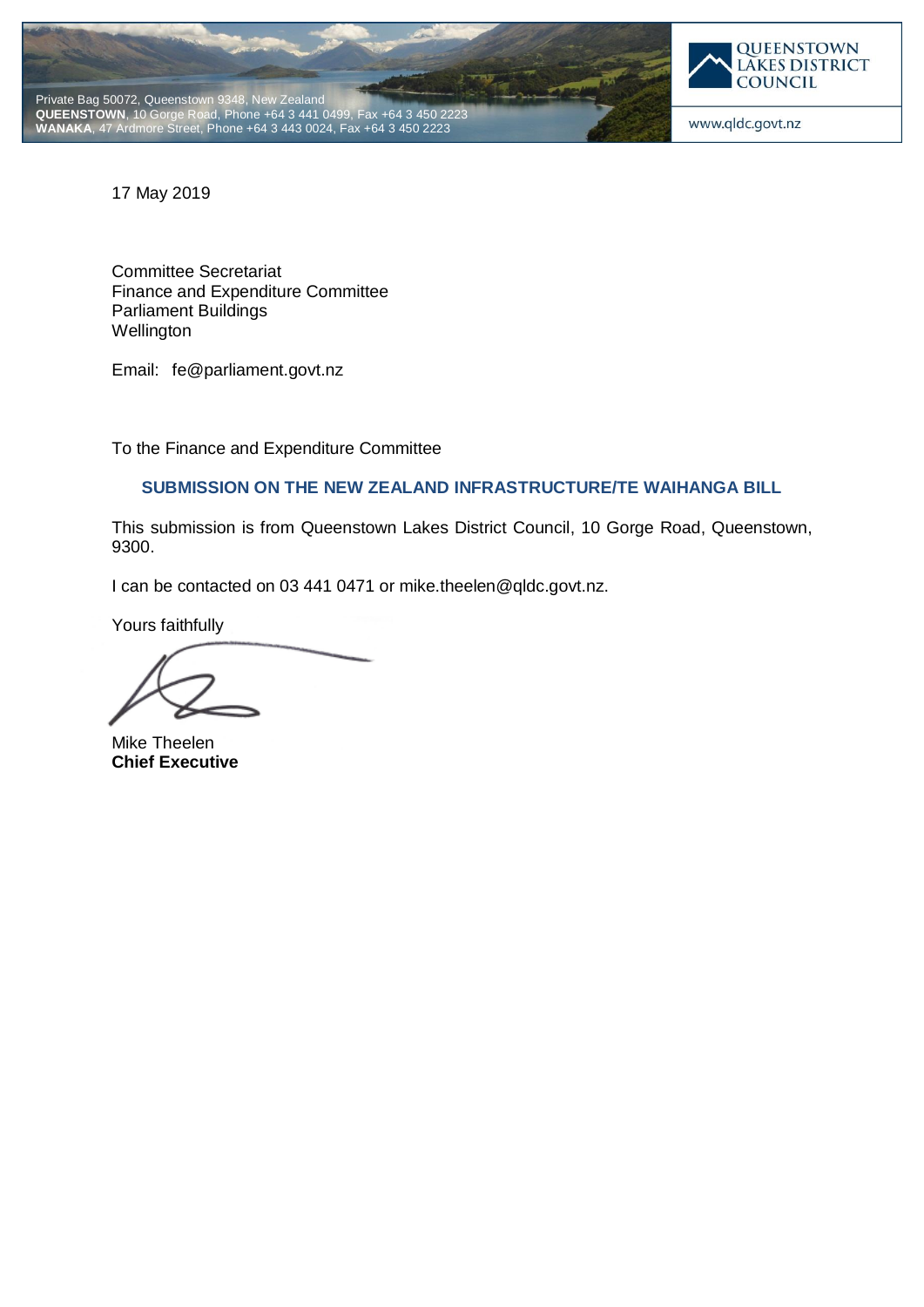Private Bag 50072, Queenstown 9348, New Zealand
**QUEENSTOWN**, 10 Gorge Road, Phone +64 3 441 0499, Fax +64 3 450 2223
**WANAKA**, 47 Ardmore Street, Phone +64 3 443 0024, Fax +64 3 450 2223

**QUEENSTOWN LAKES DISTRICT COUNCIL**

www.qldc.govt.nz

17 May 2019

Committee Secretariat
Finance and Expenditure Committee
Parliament Buildings
Wellington

Email: fe@parliament.govt.nz

To the Finance and Expenditure Committee

## SUBMISSION ON THE NEW ZEALAND INFRASTRUCTURE/TE WAIHANGA BILL

This submission is from Queenstown Lakes District Council, 10 Gorge Road, Queenstown, 9300.

I can be contacted on 03 441 0471 or mike.theelen@qldc.govt.nz.

Yours faithfully

Mike Theelen
**Chief Executive**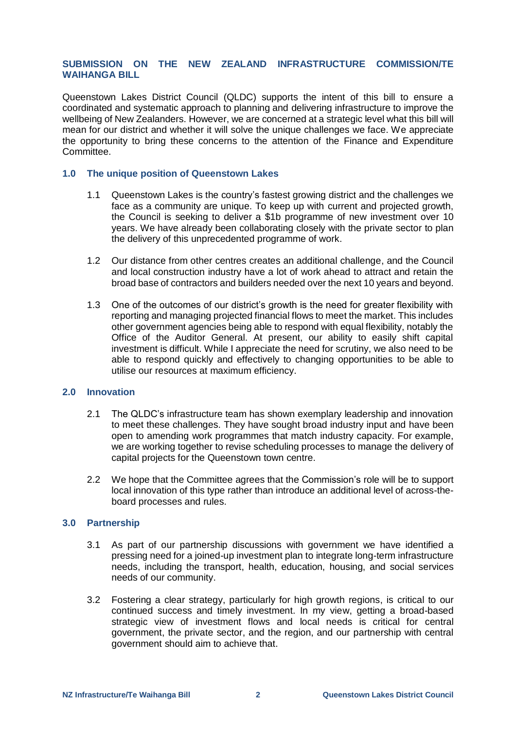## SUBMISSION ON THE NEW ZEALAND INFRASTRUCTURE COMMISSION/TE WAIHANGA BILL

Queenstown Lakes District Council (QLDC) supports the intent of this bill to ensure a coordinated and systematic approach to planning and delivering infrastructure to improve the wellbeing of New Zealanders. However, we are concerned at a strategic level what this bill will mean for our district and whether it will solve the unique challenges we face. We appreciate the opportunity to bring these concerns to the attention of the Finance and Expenditure Committee.

### 1.0 The unique position of Queenstown Lakes

1.1 Queenstown Lakes is the country's fastest growing district and the challenges we face as a community are unique. To keep up with current and projected growth, the Council is seeking to deliver a $1b programme of new investment over 10 years. We have already been collaborating closely with the private sector to plan the delivery of this unprecedented programme of work.

1.2 Our distance from other centres creates an additional challenge, and the Council and local construction industry have a lot of work ahead to attract and retain the broad base of contractors and builders needed over the next 10 years and beyond.

1.3 One of the outcomes of our district's growth is the need for greater flexibility with reporting and managing projected financial flows to meet the market. This includes other government agencies being able to respond with equal flexibility, notably the Office of the Auditor General. At present, our ability to easily shift capital investment is difficult. While I appreciate the need for scrutiny, we also need to be able to respond quickly and effectively to changing opportunities to be able to utilise our resources at maximum efficiency.

### 2.0 Innovation

2.1 The QLDC's infrastructure team has shown exemplary leadership and innovation to meet these challenges. They have sought broad industry input and have been open to amending work programmes that match industry capacity. For example, we are working together to revise scheduling processes to manage the delivery of capital projects for the Queenstown town centre.

2.2 We hope that the Committee agrees that the Commission's role will be to support local innovation of this type rather than introduce an additional level of across-the-board processes and rules.

### 3.0 Partnership

3.1 As part of our partnership discussions with government we have identified a pressing need for a joined-up investment plan to integrate long-term infrastructure needs, including the transport, health, education, housing, and social services needs of our community.

3.2 Fostering a clear strategy, particularly for high growth regions, is critical to our continued success and timely investment. In my view, getting a broad-based strategic view of investment flows and local needs is critical for central government, the private sector, and the region, and our partnership with central government should aim to achieve that.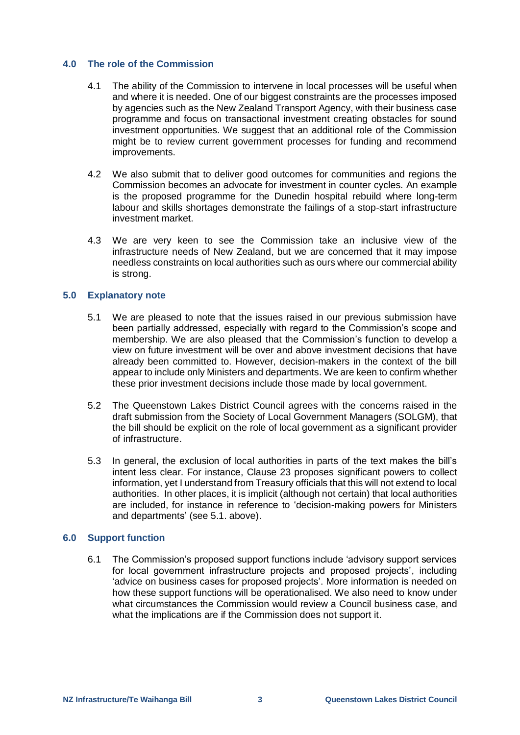## 4.0 The role of the Commission

4.1 The ability of the Commission to intervene in local processes will be useful when and where it is needed. One of our biggest constraints are the processes imposed by agencies such as the New Zealand Transport Agency, with their business case programme and focus on transactional investment creating obstacles for sound investment opportunities. We suggest that an additional role of the Commission might be to review current government processes for funding and recommend improvements.

4.2 We also submit that to deliver good outcomes for communities and regions the Commission becomes an advocate for investment in counter cycles. An example is the proposed programme for the Dunedin hospital rebuild where long-term labour and skills shortages demonstrate the failings of a stop-start infrastructure investment market.

4.3 We are very keen to see the Commission take an inclusive view of the infrastructure needs of New Zealand, but we are concerned that it may impose needless constraints on local authorities such as ours where our commercial ability is strong.

## 5.0 Explanatory note

5.1 We are pleased to note that the issues raised in our previous submission have been partially addressed, especially with regard to the Commission's scope and membership. We are also pleased that the Commission's function to develop a view on future investment will be over and above investment decisions that have already been committed to. However, decision-makers in the context of the bill appear to include only Ministers and departments. We are keen to confirm whether these prior investment decisions include those made by local government.

5.2 The Queenstown Lakes District Council agrees with the concerns raised in the draft submission from the Society of Local Government Managers (SOLGM), that the bill should be explicit on the role of local government as a significant provider of infrastructure.

5.3 In general, the exclusion of local authorities in parts of the text makes the bill's intent less clear. For instance, Clause 23 proposes significant powers to collect information, yet I understand from Treasury officials that this will not extend to local authorities. In other places, it is implicit (although not certain) that local authorities are included, for instance in reference to 'decision-making powers for Ministers and departments' (see 5.1. above).

## 6.0 Support function

6.1 The Commission's proposed support functions include 'advisory support services for local government infrastructure projects and proposed projects', including 'advice on business cases for proposed projects'. More information is needed on how these support functions will be operationalised. We also need to know under what circumstances the Commission would review a Council business case, and what the implications are if the Commission does not support it.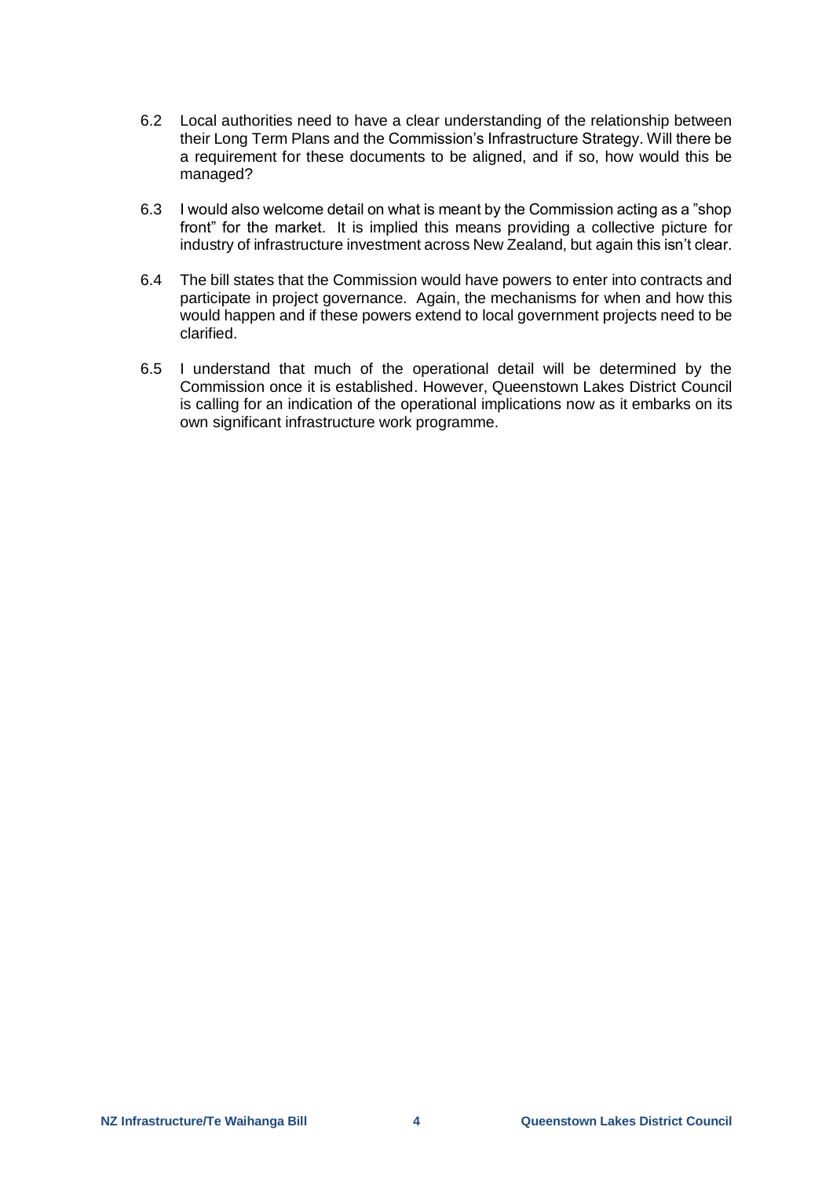6.2 Local authorities need to have a clear understanding of the relationship between their Long Term Plans and the Commission's Infrastructure Strategy. Will there be a requirement for these documents to be aligned, and if so, how would this be managed?

6.3 I would also welcome detail on what is meant by the Commission acting as a "shop front" for the market. It is implied this means providing a collective picture for industry of infrastructure investment across New Zealand, but again this isn't clear.

6.4 The bill states that the Commission would have powers to enter into contracts and participate in project governance. Again, the mechanisms for when and how this would happen and if these powers extend to local government projects need to be clarified.

6.5 I understand that much of the operational detail will be determined by the Commission once it is established. However, Queenstown Lakes District Council is calling for an indication of the operational implications now as it embarks on its own significant infrastructure work programme.